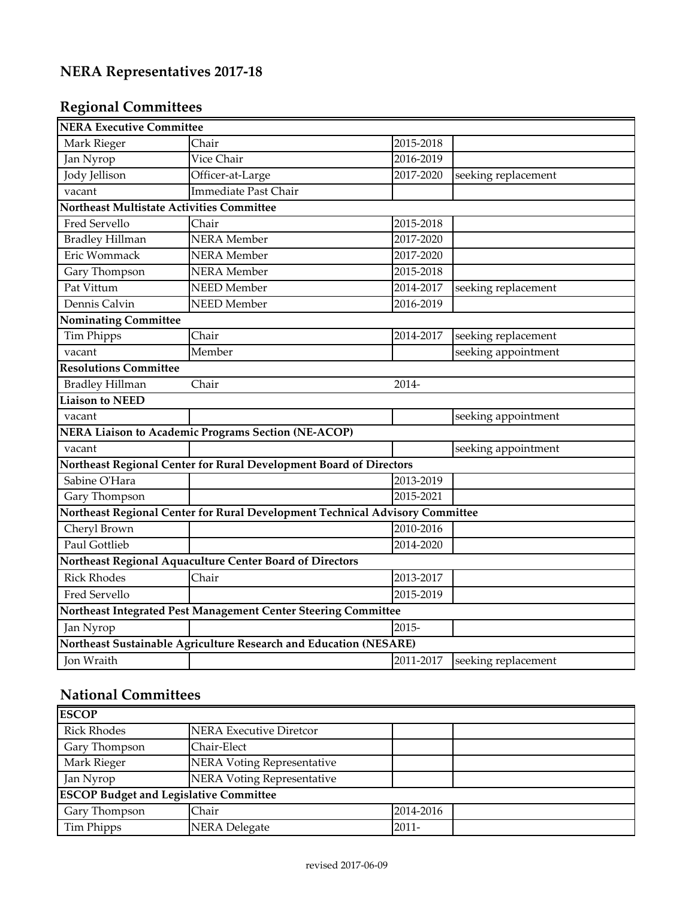# NERA Representatives 2017-18

## Regional Committees

| NERA Executive Committee | | | |
|---|---|---|---|
| Mark Rieger | Chair | 2015-2018 | |
| Jan Nyrop | Vice Chair | 2016-2019 | |
| Jody Jellison | Officer-at-Large | 2017-2020 | seeking replacement |
| vacant | Immediate Past Chair | | |
| **Northeast Multistate Activities Committee** | | | |
| Fred Servello | Chair | 2015-2018 | |
| Bradley Hillman | NERA Member | 2017-2020 | |
| Eric Wommack | NERA Member | 2017-2020 | |
| Gary Thompson | NERA Member | 2015-2018 | |
| Pat Vittum | NEED Member | 2014-2017 | seeking replacement |
| Dennis Calvin | NEED Member | 2016-2019 | |
| **Nominating Committee** | | | |
| Tim Phipps | Chair | 2014-2017 | seeking replacement |
| vacant | Member | | seeking appointment |
| **Resolutions Committee** | | | |
| Bradley Hillman | Chair | 2014- | |
| **Liaison to NEED** | | | |
| vacant | | | seeking appointment |
| **NERA Liaison to Academic Programs Section (NE-ACOP)** | | | |
| vacant | | | seeking appointment |
| **Northeast Regional Center for Rural Development Board of Directors** | | | |
| Sabine O'Hara | | 2013-2019 | |
| Gary Thompson | | 2015-2021 | |
| **Northeast Regional Center for Rural Development Technical Advisory Committee** | | | |
| Cheryl Brown | | 2010-2016 | |
| Paul Gottlieb | | 2014-2020 | |
| **Northeast Regional Aquaculture Center Board of Directors** | | | |
| Rick Rhodes | Chair | 2013-2017 | |
| Fred Servello | | 2015-2019 | |
| **Northeast Integrated Pest Management Center Steering Committee** | | | |
| Jan Nyrop | | 2015- | |
| **Northeast Sustainable Agriculture Research and Education (NESARE)** | | | |
| Jon Wraith | | 2011-2017 | seeking replacement |

## National Committees

| ESCOP | | | |
|---|---|---|---|
| Rick Rhodes | NERA Executive Diretcor | | |
| Gary Thompson | Chair-Elect | | |
| Mark Rieger | NERA Voting Representative | | |
| Jan Nyrop | NERA Voting Representative | | |
| **ESCOP Budget and Legislative Committee** | | | |
| Gary Thompson | Chair | 2014-2016 | |
| Tim Phipps | NERA Delegate | 2011- | |

revised 2017-06-09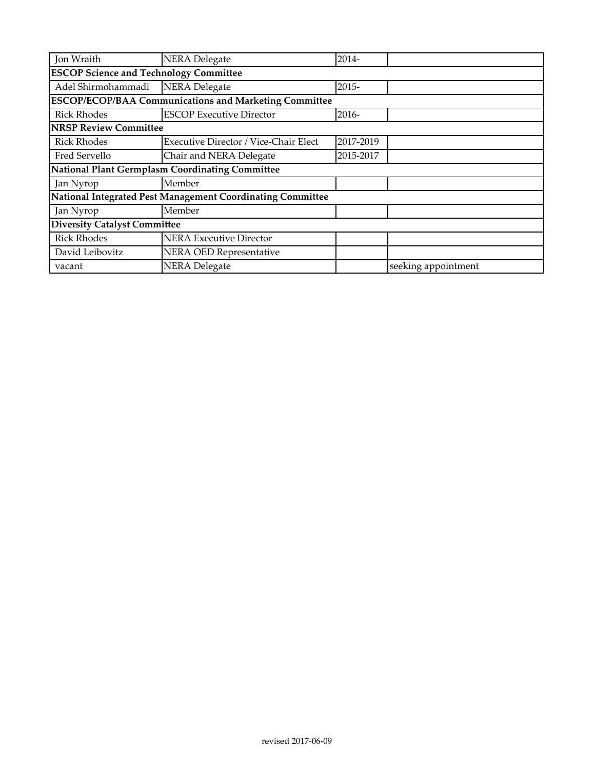| | | | |
|---|---|---|---|
| Jon Wraith | NERA Delegate | 2014- | |
| **ESCOP Science and Technology Committee** | | | |
| Adel Shirmohammadi | NERA Delegate | 2015- | |
| **ESCOP/ECOP/BAA Communications and Marketing Committee** | | | |
| Rick Rhodes | ESCOP Executive Director | 2016- | |
| **NRSP Review Committee** | | | |
| Rick Rhodes | Executive Director / Vice-Chair Elect | 2017-2019 | |
| Fred Servello | Chair and NERA Delegate | 2015-2017 | |
| **National Plant Germplasm Coordinating Committee** | | | |
| Jan Nyrop | Member | | |
| **National Integrated Pest Management Coordinating Committee** | | | |
| Jan Nyrop | Member | | |
| **Diversity Catalyst Committee** | | | |
| Rick Rhodes | NERA Executive Director | | |
| David Leibovitz | NERA OED Representative | | |
| vacant | NERA Delegate | | seeking appointment |

revised 2017-06-09